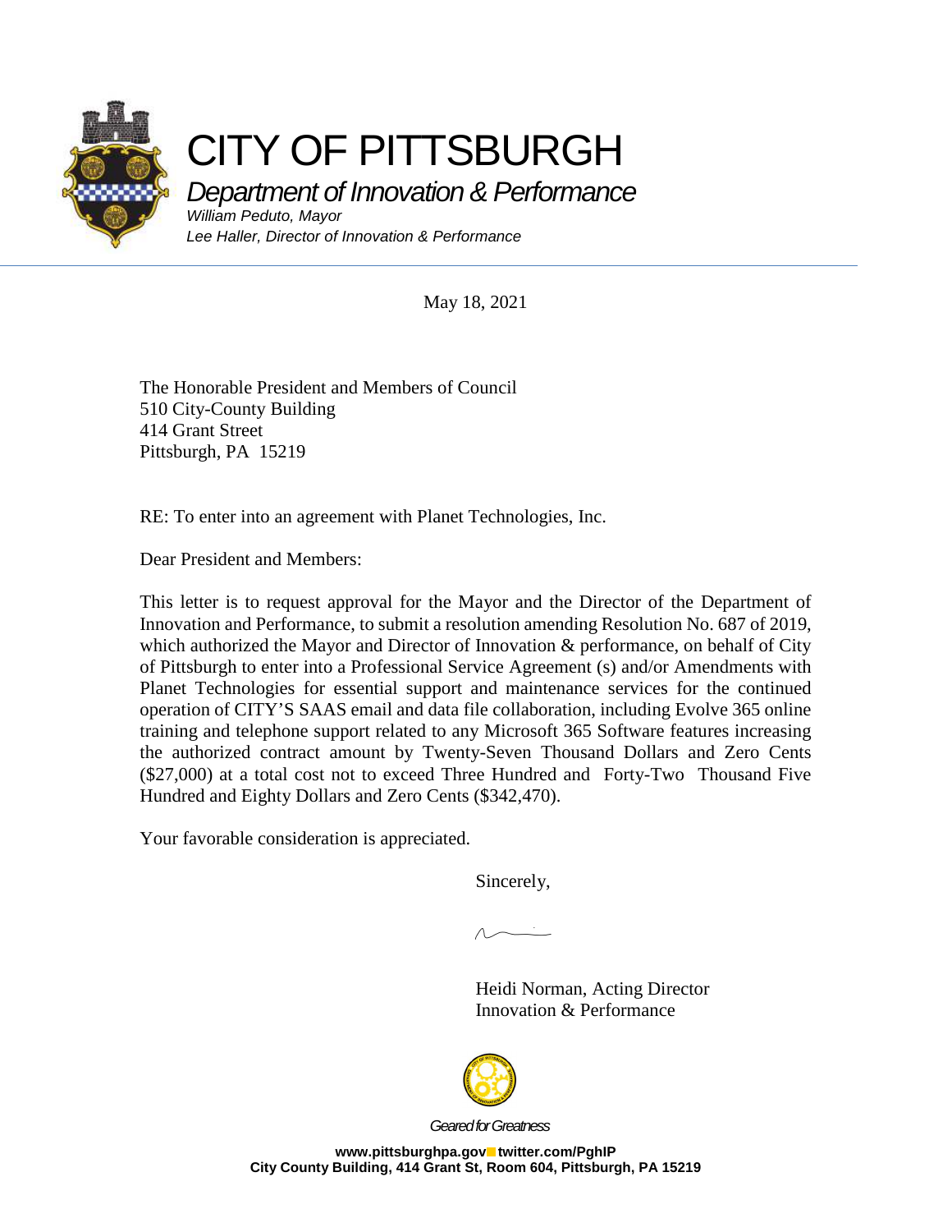# CITY OF PITTSBURGH

## *Department of Innovation & Performance*

*William Peduto, Mayor*
*Lee Haller, Director of Innovation & Performance*

May 18, 2021

The Honorable President and Members of Council
510 City-County Building
414 Grant Street
Pittsburgh, PA 15219

RE: To enter into an agreement with Planet Technologies, Inc.

Dear President and Members:

This letter is to request approval for the Mayor and the Director of the Department of Innovation and Performance, to submit a resolution amending Resolution No. 687 of 2019, which authorized the Mayor and Director of Innovation & performance, on behalf of City of Pittsburgh to enter into a Professional Service Agreement (s) and/or Amendments with Planet Technologies for essential support and maintenance services for the continued operation of CITY'S SAAS email and data file collaboration, including Evolve 365 online training and telephone support related to any Microsoft 365 Software features increasing the authorized contract amount by Twenty-Seven Thousand Dollars and Zero Cents ($27,000) at a total cost not to exceed Three Hundred and Forty-Two Thousand Five Hundred and Eighty Dollars and Zero Cents ($342,470).

Your favorable consideration is appreciated.

Sincerely,

Heidi Norman, Acting Director
Innovation & Performance

*Geared for Greatness*

**www.pittsburghpa.gov twitter.com/PghIP**
**City County Building, 414 Grant St, Room 604, Pittsburgh, PA 15219**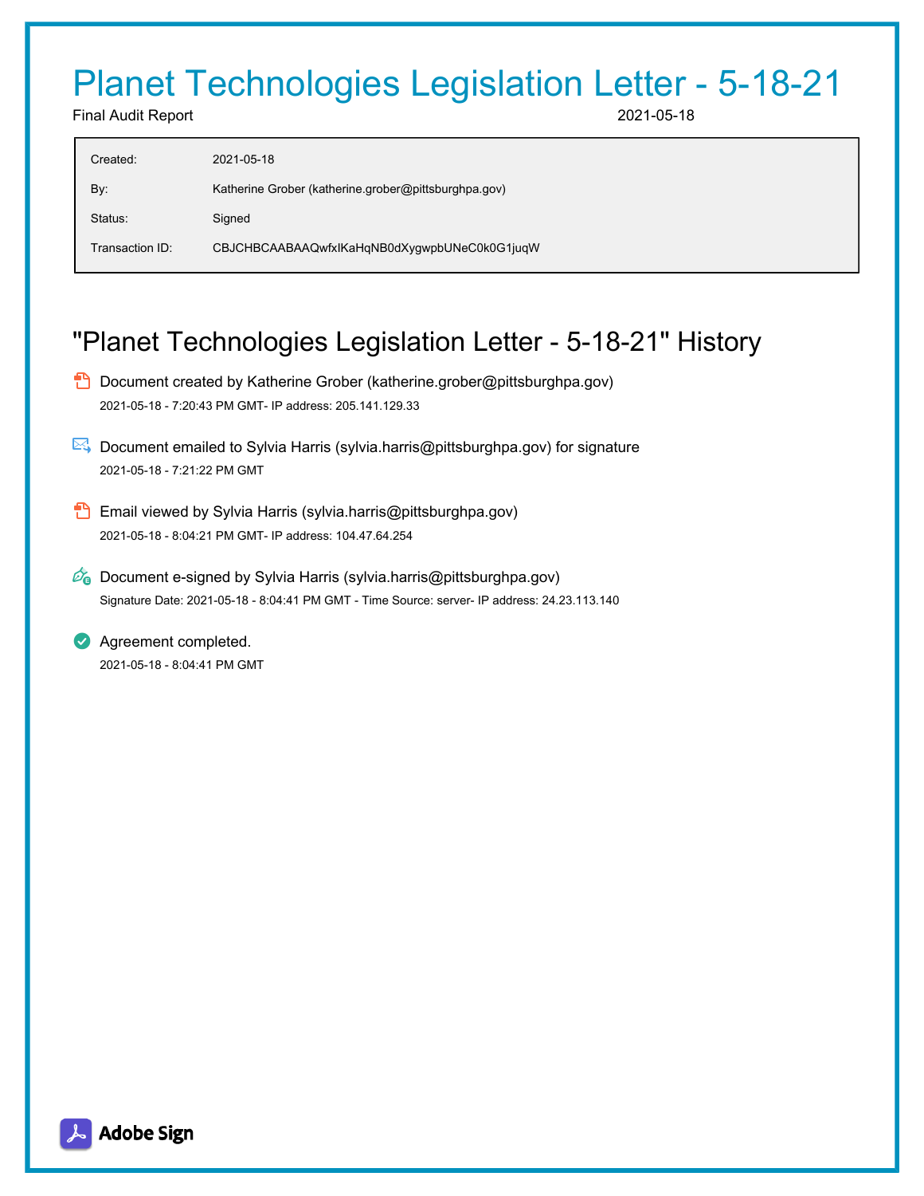# Planet Technologies Legislation Letter - 5-18-21

Final Audit Report 2021-05-18

| | |
|---|---|
| Created: | 2021-05-18 |
| By: | Katherine Grober (katherine.grober@pittsburghpa.gov) |
| Status: | Signed |
| Transaction ID: | CBJCHBCAABAAQwfxIKaHqNB0dXygwpbUNeC0k0G1juqW |

## "Planet Technologies Legislation Letter - 5-18-21" History

- Document created by Katherine Grober (katherine.grober@pittsburghpa.gov)
  2021-05-18 - 7:20:43 PM GMT- IP address: 205.141.129.33

- Document emailed to Sylvia Harris (sylvia.harris@pittsburghpa.gov) for signature
  2021-05-18 - 7:21:22 PM GMT

- Email viewed by Sylvia Harris (sylvia.harris@pittsburghpa.gov)
  2021-05-18 - 8:04:21 PM GMT- IP address: 104.47.64.254

- Document e-signed by Sylvia Harris (sylvia.harris@pittsburghpa.gov)
  Signature Date: 2021-05-18 - 8:04:41 PM GMT - Time Source: server- IP address: 24.23.113.140

- Agreement completed.
  2021-05-18 - 8:04:41 PM GMT

Adobe Sign